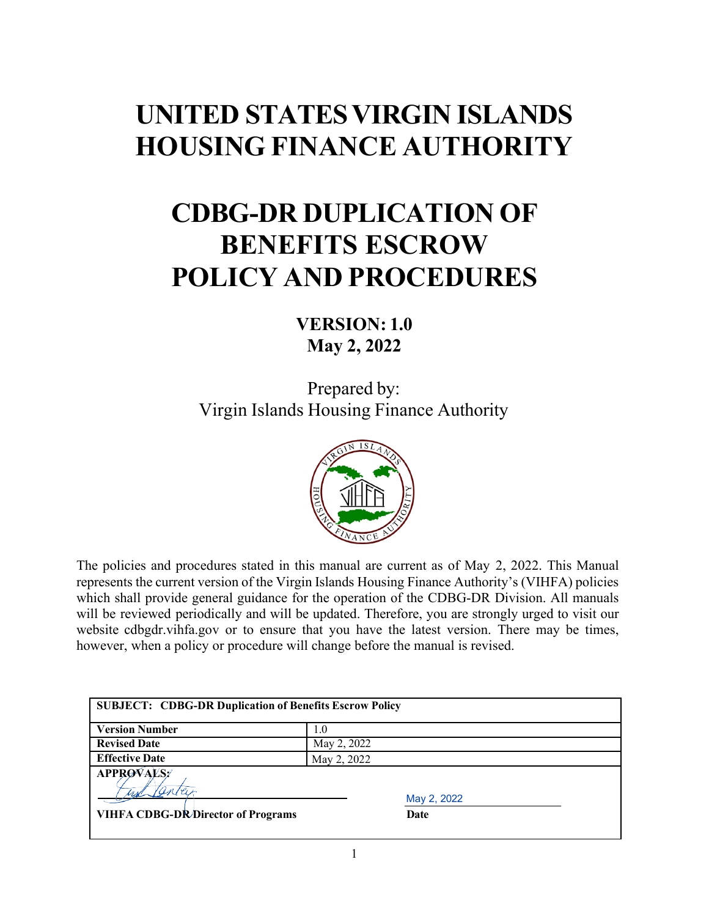# UNITED STATES VIRGIN ISLANDS HOUSING FINANCE AUTHORITY

# CDBG-DR DUPLICATION OF BENEFITS ESCROW POLICY AND PROCEDURES

**VERSION: 1.0**
**May 2, 2022**

Prepared by:
Virgin Islands Housing Finance Authority

The policies and procedures stated in this manual are current as of May 2, 2022. This Manual represents the current version of the Virgin Islands Housing Finance Authority's (VIHFA) policies which shall provide general guidance for the operation of the CDBG-DR Division. All manuals will be reviewed periodically and will be updated. Therefore, you are strongly urged to visit our website cdbgdr.vihfa.gov or to ensure that you have the latest version. There may be times, however, when a policy or procedure will change before the manual is revised.

| SUBJECT: CDBG-DR Duplication of Benefits Escrow Policy | |
| --- | --- |
| **Version Number** | 1.0 |
| **Revised Date** | May 2, 2022 |
| **Effective Date** | May 2, 2022 |
| **APPROVALS:** | |
| **VIHFA CDBG-DR Director of Programs** | May 2, 2022 **Date** |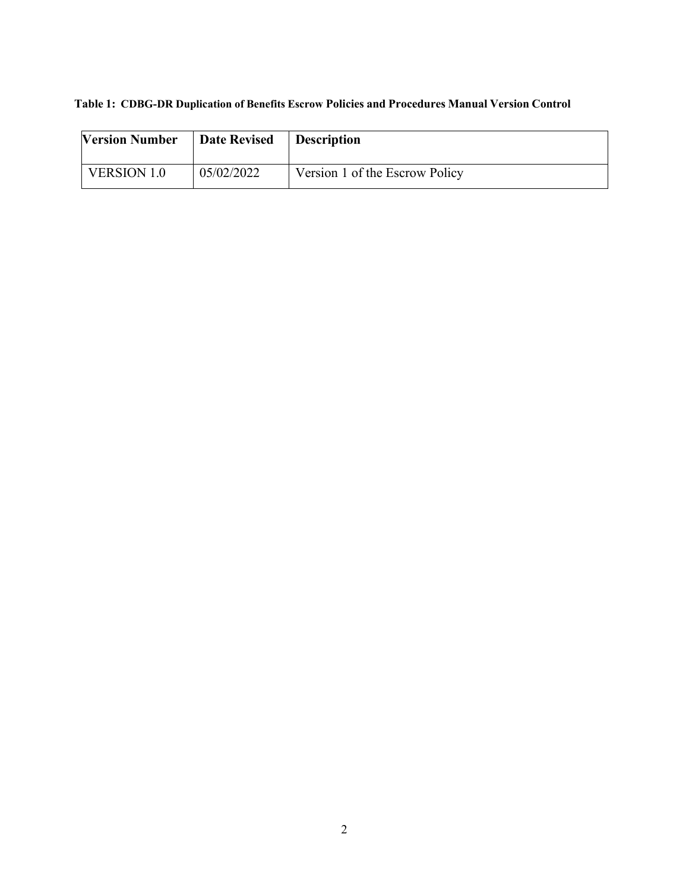**Table 1: CDBG-DR Duplication of Benefits Escrow Policies and Procedures Manual Version Control**

| Version Number | Date Revised | Description |
| --- | --- | --- |
| VERSION 1.0 | 05/02/2022 | Version 1 of the Escrow Policy |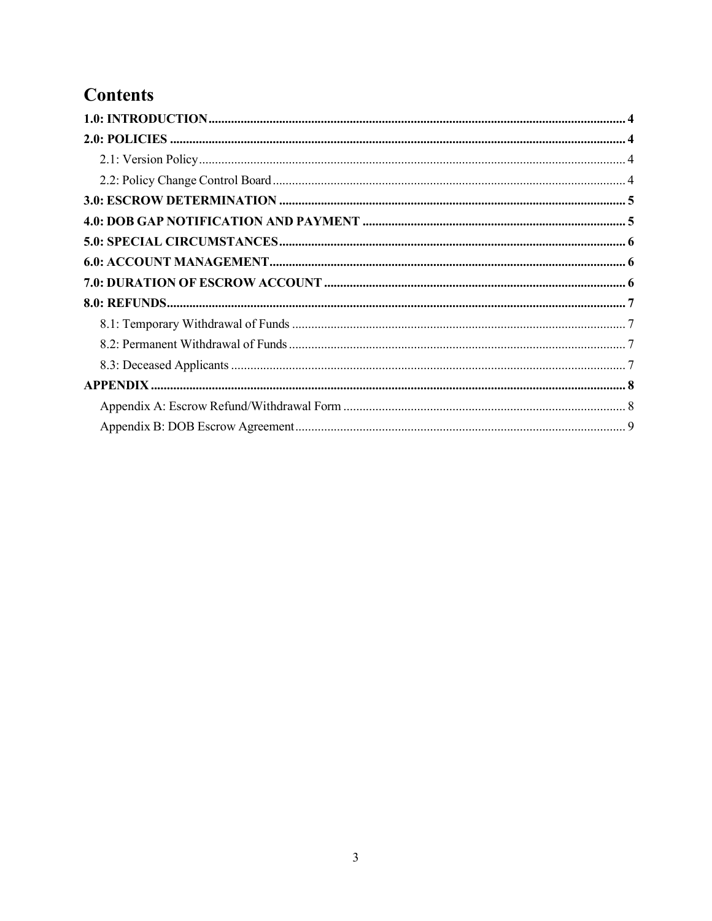# Contents

**1.0: INTRODUCTION** ..... 4

**2.0: POLICIES** ..... 4

- 2.1: Version Policy ..... 4
- 2.2: Policy Change Control Board ..... 4

**3.0: ESCROW DETERMINATION** ..... 5

**4.0: DOB GAP NOTIFICATION AND PAYMENT** ..... 5

**5.0: SPECIAL CIRCUMSTANCES** ..... 6

**6.0: ACCOUNT MANAGEMENT** ..... 6

**7.0: DURATION OF ESCROW ACCOUNT** ..... 6

**8.0: REFUNDS** ..... 7

- 8.1: Temporary Withdrawal of Funds ..... 7
- 8.2: Permanent Withdrawal of Funds ..... 7
- 8.3: Deceased Applicants ..... 7

**APPENDIX** ..... 8

- Appendix A: Escrow Refund/Withdrawal Form ..... 8
- Appendix B: DOB Escrow Agreement ..... 9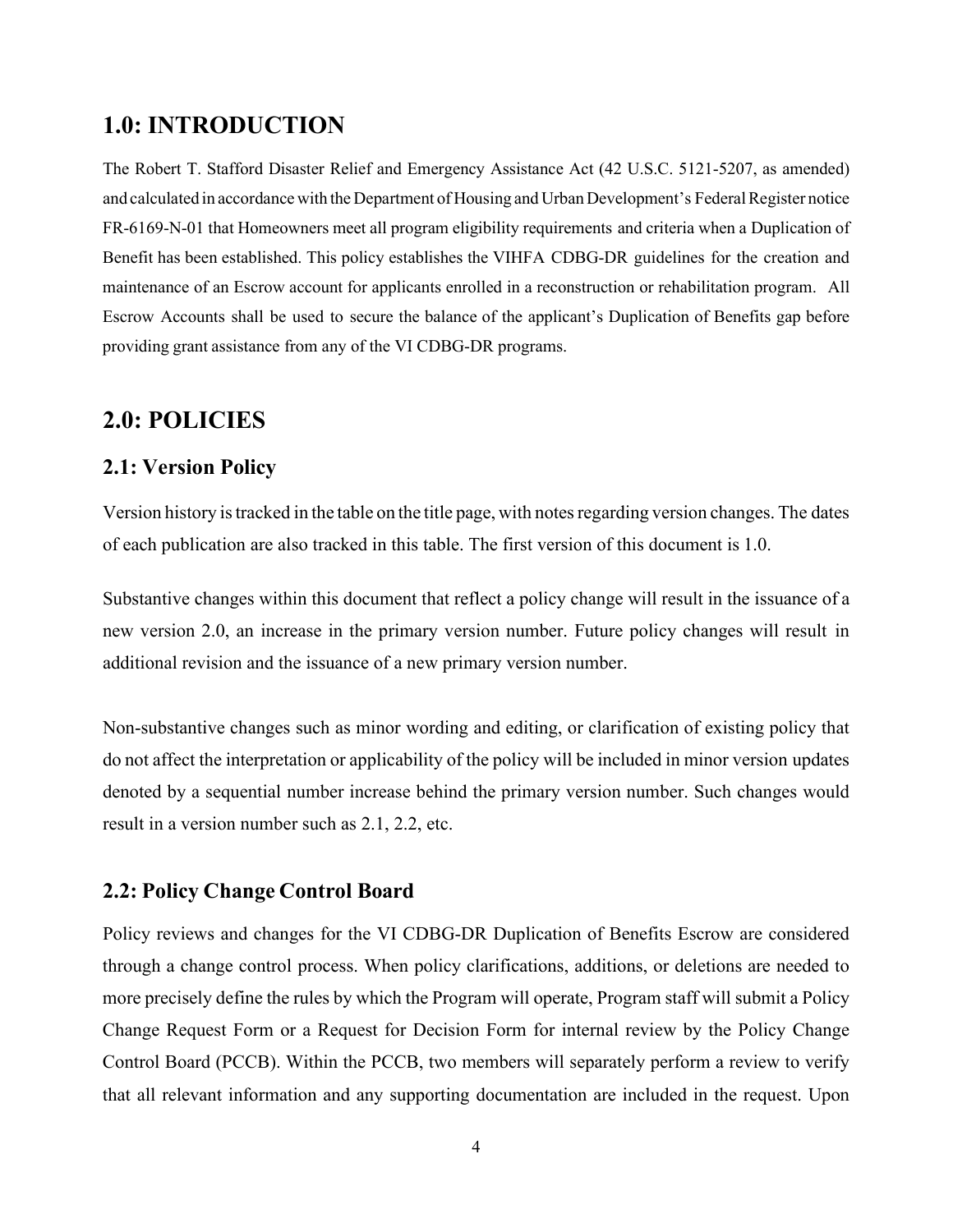## 1.0: INTRODUCTION

The Robert T. Stafford Disaster Relief and Emergency Assistance Act (42 U.S.C. 5121-5207, as amended) and calculated in accordance with the Department of Housing and Urban Development's Federal Register notice FR-6169-N-01 that Homeowners meet all program eligibility requirements and criteria when a Duplication of Benefit has been established. This policy establishes the VIHFA CDBG-DR guidelines for the creation and maintenance of an Escrow account for applicants enrolled in a reconstruction or rehabilitation program. All Escrow Accounts shall be used to secure the balance of the applicant's Duplication of Benefits gap before providing grant assistance from any of the VI CDBG-DR programs.

## 2.0: POLICIES

### 2.1: Version Policy

Version history is tracked in the table on the title page, with notes regarding version changes. The dates of each publication are also tracked in this table. The first version of this document is 1.0.

Substantive changes within this document that reflect a policy change will result in the issuance of a new version 2.0, an increase in the primary version number. Future policy changes will result in additional revision and the issuance of a new primary version number.

Non-substantive changes such as minor wording and editing, or clarification of existing policy that do not affect the interpretation or applicability of the policy will be included in minor version updates denoted by a sequential number increase behind the primary version number. Such changes would result in a version number such as 2.1, 2.2, etc.

### 2.2: Policy Change Control Board

Policy reviews and changes for the VI CDBG-DR Duplication of Benefits Escrow are considered through a change control process. When policy clarifications, additions, or deletions are needed to more precisely define the rules by which the Program will operate, Program staff will submit a Policy Change Request Form or a Request for Decision Form for internal review by the Policy Change Control Board (PCCB). Within the PCCB, two members will separately perform a review to verify that all relevant information and any supporting documentation are included in the request. Upon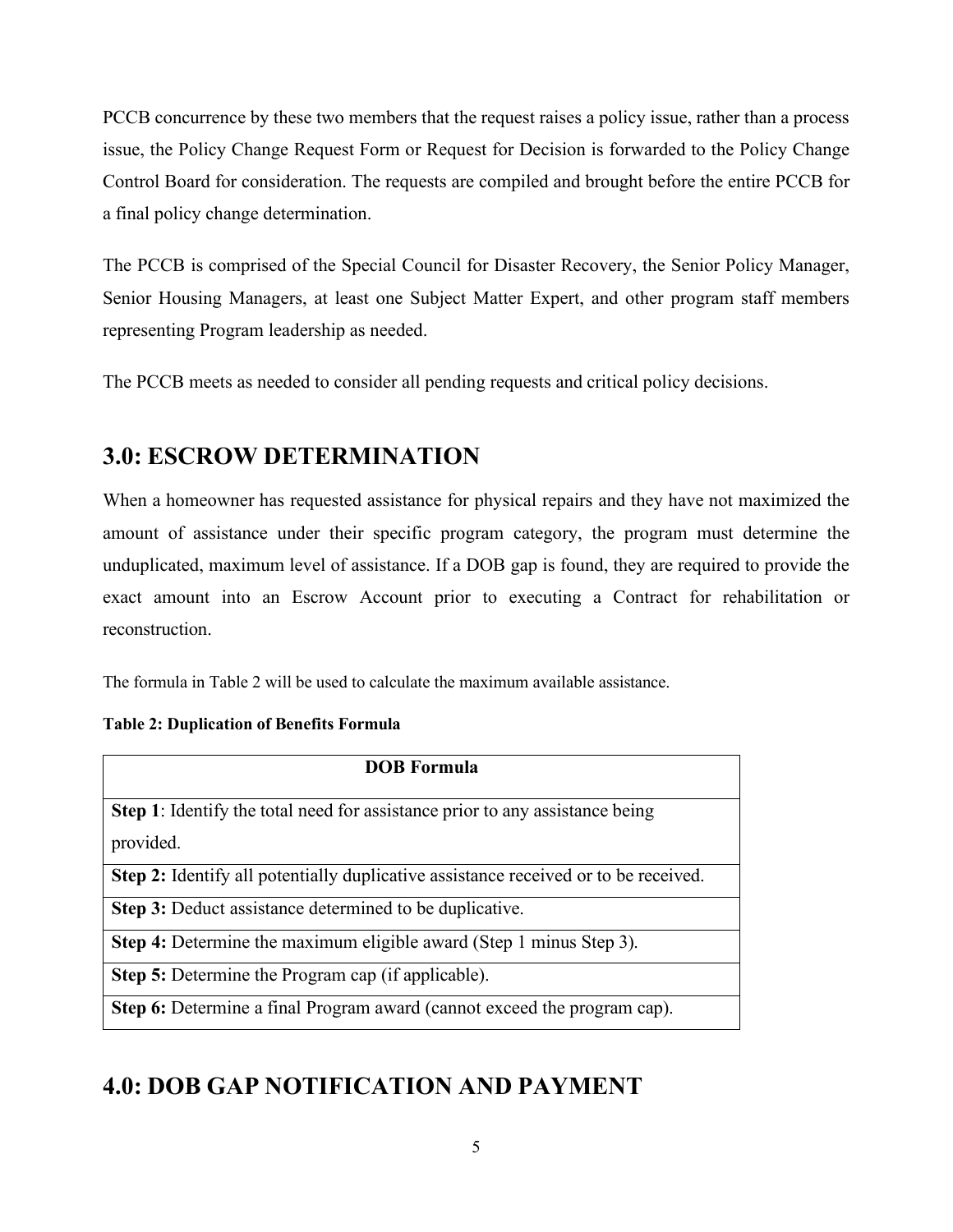PCCB concurrence by these two members that the request raises a policy issue, rather than a process issue, the Policy Change Request Form or Request for Decision is forwarded to the Policy Change Control Board for consideration. The requests are compiled and brought before the entire PCCB for a final policy change determination.

The PCCB is comprised of the Special Council for Disaster Recovery, the Senior Policy Manager, Senior Housing Managers, at least one Subject Matter Expert, and other program staff members representing Program leadership as needed.

The PCCB meets as needed to consider all pending requests and critical policy decisions.

## 3.0: ESCROW DETERMINATION

When a homeowner has requested assistance for physical repairs and they have not maximized the amount of assistance under their specific program category, the program must determine the unduplicated, maximum level of assistance. If a DOB gap is found, they are required to provide the exact amount into an Escrow Account prior to executing a Contract for rehabilitation or reconstruction.

The formula in Table 2 will be used to calculate the maximum available assistance.

**Table 2: Duplication of Benefits Formula**

| DOB Formula |
| --- |
| **Step 1**: Identify the total need for assistance prior to any assistance being provided. |
| **Step 2:** Identify all potentially duplicative assistance received or to be received. |
| **Step 3:** Deduct assistance determined to be duplicative. |
| **Step 4:** Determine the maximum eligible award (Step 1 minus Step 3). |
| **Step 5:** Determine the Program cap (if applicable). |
| **Step 6:** Determine a final Program award (cannot exceed the program cap). |

## 4.0: DOB GAP NOTIFICATION AND PAYMENT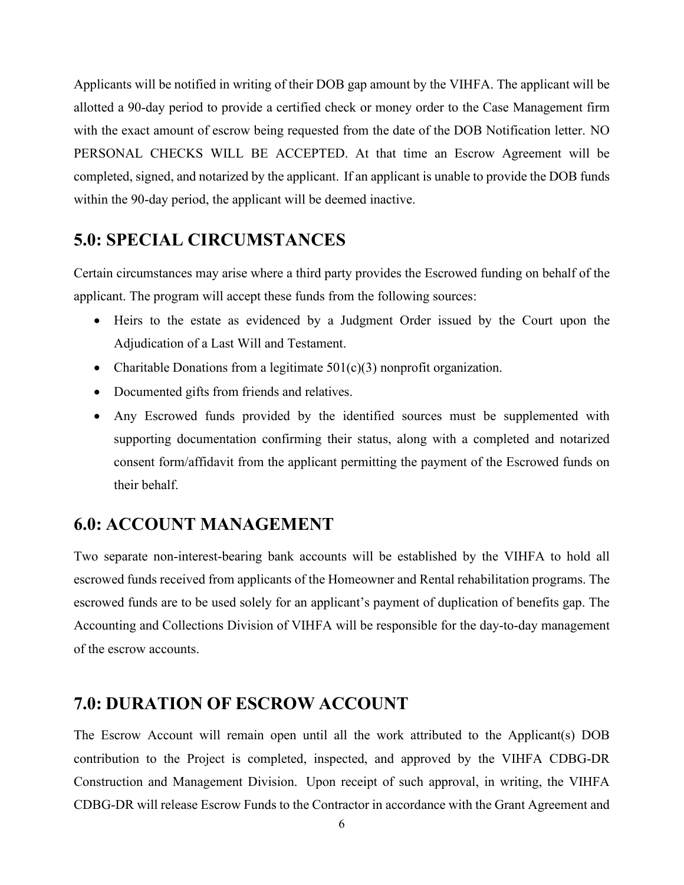Applicants will be notified in writing of their DOB gap amount by the VIHFA. The applicant will be allotted a 90-day period to provide a certified check or money order to the Case Management firm with the exact amount of escrow being requested from the date of the DOB Notification letter. NO PERSONAL CHECKS WILL BE ACCEPTED. At that time an Escrow Agreement will be completed, signed, and notarized by the applicant. If an applicant is unable to provide the DOB funds within the 90-day period, the applicant will be deemed inactive.

## 5.0: SPECIAL CIRCUMSTANCES

Certain circumstances may arise where a third party provides the Escrowed funding on behalf of the applicant. The program will accept these funds from the following sources:

- Heirs to the estate as evidenced by a Judgment Order issued by the Court upon the Adjudication of a Last Will and Testament.
- Charitable Donations from a legitimate 501(c)(3) nonprofit organization.
- Documented gifts from friends and relatives.
- Any Escrowed funds provided by the identified sources must be supplemented with supporting documentation confirming their status, along with a completed and notarized consent form/affidavit from the applicant permitting the payment of the Escrowed funds on their behalf.

## 6.0: ACCOUNT MANAGEMENT

Two separate non-interest-bearing bank accounts will be established by the VIHFA to hold all escrowed funds received from applicants of the Homeowner and Rental rehabilitation programs. The escrowed funds are to be used solely for an applicant's payment of duplication of benefits gap. The Accounting and Collections Division of VIHFA will be responsible for the day-to-day management of the escrow accounts.

## 7.0: DURATION OF ESCROW ACCOUNT

The Escrow Account will remain open until all the work attributed to the Applicant(s) DOB contribution to the Project is completed, inspected, and approved by the VIHFA CDBG-DR Construction and Management Division. Upon receipt of such approval, in writing, the VIHFA CDBG-DR will release Escrow Funds to the Contractor in accordance with the Grant Agreement and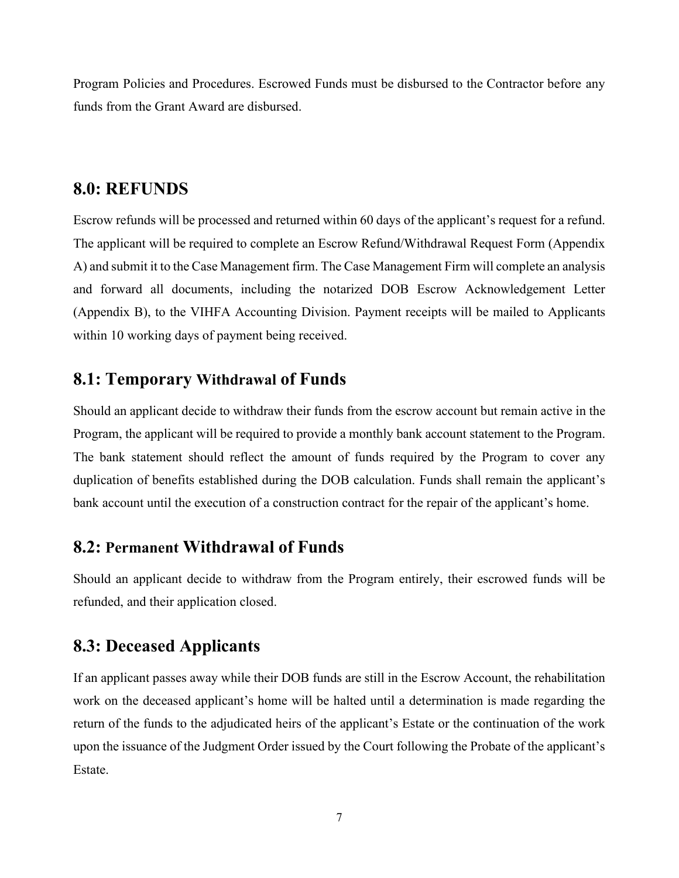Program Policies and Procedures. Escrowed Funds must be disbursed to the Contractor before any funds from the Grant Award are disbursed.

## 8.0: REFUNDS

Escrow refunds will be processed and returned within 60 days of the applicant's request for a refund. The applicant will be required to complete an Escrow Refund/Withdrawal Request Form (Appendix A) and submit it to the Case Management firm. The Case Management Firm will complete an analysis and forward all documents, including the notarized DOB Escrow Acknowledgement Letter (Appendix B), to the VIHFA Accounting Division. Payment receipts will be mailed to Applicants within 10 working days of payment being received.

## 8.1: Temporary Withdrawal of Funds

Should an applicant decide to withdraw their funds from the escrow account but remain active in the Program, the applicant will be required to provide a monthly bank account statement to the Program. The bank statement should reflect the amount of funds required by the Program to cover any duplication of benefits established during the DOB calculation. Funds shall remain the applicant's bank account until the execution of a construction contract for the repair of the applicant's home.

## 8.2: Permanent Withdrawal of Funds

Should an applicant decide to withdraw from the Program entirely, their escrowed funds will be refunded, and their application closed.

## 8.3: Deceased Applicants

If an applicant passes away while their DOB funds are still in the Escrow Account, the rehabilitation work on the deceased applicant's home will be halted until a determination is made regarding the return of the funds to the adjudicated heirs of the applicant's Estate or the continuation of the work upon the issuance of the Judgment Order issued by the Court following the Probate of the applicant's Estate.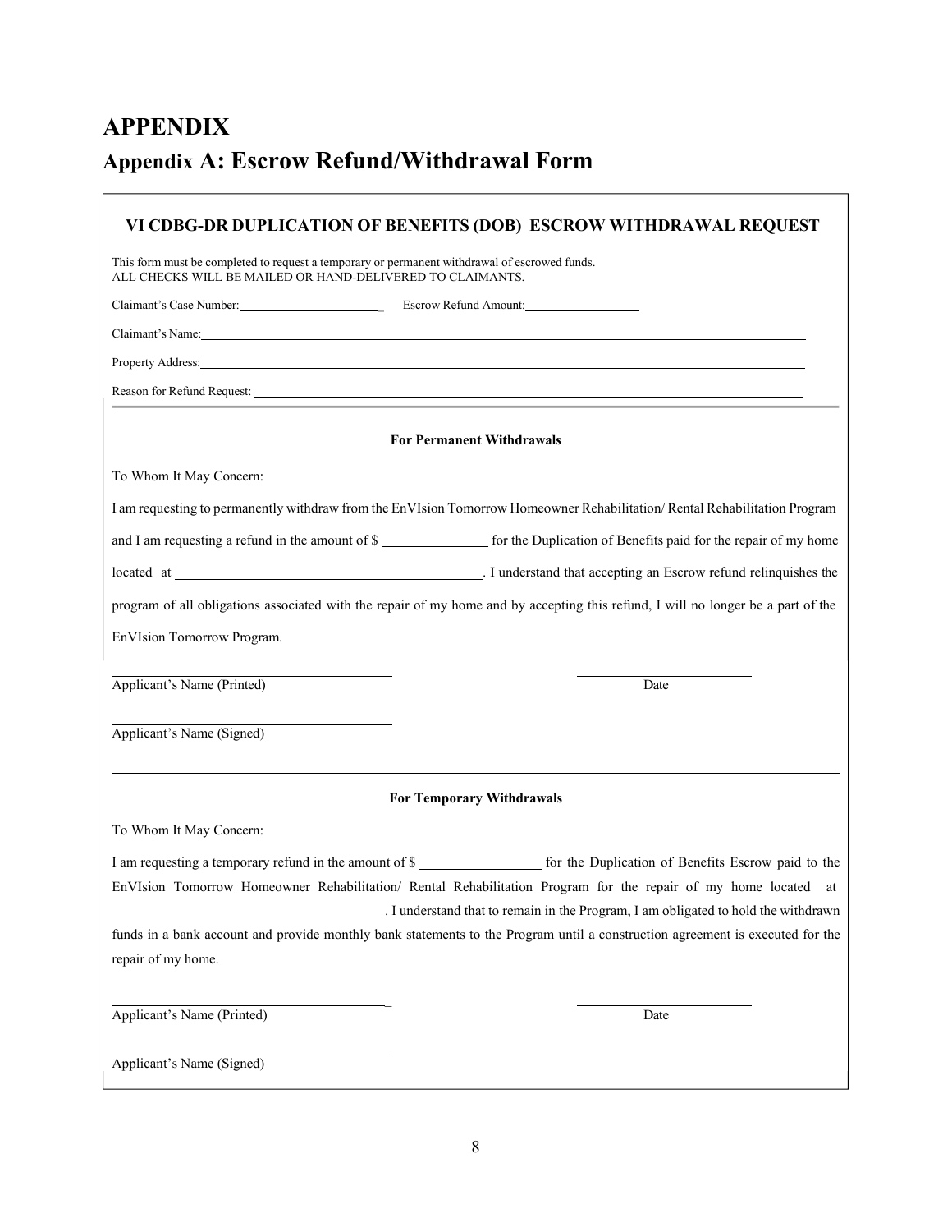# APPENDIX

## Appendix A: Escrow Refund/Withdrawal Form

### VI CDBG-DR DUPLICATION OF BENEFITS (DOB) ESCROW WITHDRAWAL REQUEST

This form must be completed to request a temporary or permanent withdrawal of escrowed funds.
ALL CHECKS WILL BE MAILED OR HAND-DELIVERED TO CLAIMANTS.

Claimant's Case Number:______________________ Escrow Refund Amount:________________

Claimant's Name:______________________________________________________________________

Property Address:______________________________________________________________________

Reason for Refund Request: ______________________________________________________________

---

**For Permanent Withdrawals**

To Whom It May Concern:

I am requesting to permanently withdraw from the EnVIsion Tomorrow Homeowner Rehabilitation/ Rental Rehabilitation Program and I am requesting a refund in the amount of $ ______________ for the Duplication of Benefits paid for the repair of my home located at ________________________________________. I understand that accepting an Escrow refund relinquishes the program of all obligations associated with the repair of my home and by accepting this refund, I will no longer be a part of the EnVIsion Tomorrow Program.

______________________________ ______________________
Applicant's Name (Printed) Date

______________________________
Applicant's Name (Signed)

---

**For Temporary Withdrawals**

To Whom It May Concern:

I am requesting a temporary refund in the amount of $ ________________ for the Duplication of Benefits Escrow paid to the EnVIsion Tomorrow Homeowner Rehabilitation/ Rental Rehabilitation Program for the repair of my home located at ____________________________________. I understand that to remain in the Program, I am obligated to hold the withdrawn funds in a bank account and provide monthly bank statements to the Program until a construction agreement is executed for the repair of my home.

______________________________ ______________________
Applicant's Name (Printed) Date

______________________________
Applicant's Name (Signed)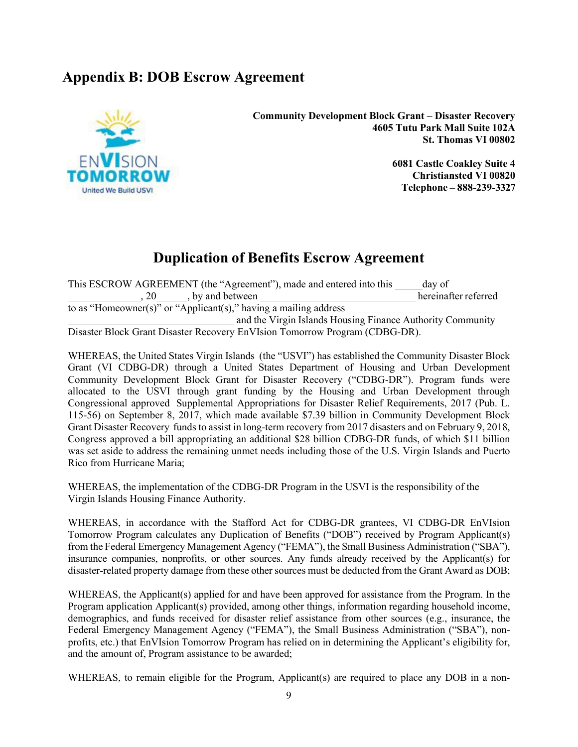## Appendix B: DOB Escrow Agreement

**Community Development Block Grant – Disaster Recovery**
**4605 Tutu Park Mall Suite 102A**
**St. Thomas VI 00802**

**6081 Castle Coakley Suite 4**
**Christiansted VI 00820**
**Telephone – 888-239-3327**

# Duplication of Benefits Escrow Agreement

This ESCROW AGREEMENT (the "Agreement"), made and entered into this _____day of ______________, 20______, by and between ______________________________ hereinafter referred to as "Homeowner(s)" or "Applicant(s)," having a mailing address ____________________________ ________________________________ and the Virgin Islands Housing Finance Authority Community Disaster Block Grant Disaster Recovery EnVIsion Tomorrow Program (CDBG-DR).

WHEREAS, the United States Virgin Islands (the "USVI") has established the Community Disaster Block Grant (VI CDBG-DR) through a United States Department of Housing and Urban Development Community Development Block Grant for Disaster Recovery ("CDBG-DR"). Program funds were allocated to the USVI through grant funding by the Housing and Urban Development through Congressional approved Supplemental Appropriations for Disaster Relief Requirements, 2017 (Pub. L. 115-56) on September 8, 2017, which made available $7.39 billion in Community Development Block Grant Disaster Recovery funds to assist in long-term recovery from 2017 disasters and on February 9, 2018, Congress approved a bill appropriating an additional $28 billion CDBG-DR funds, of which $11 billion was set aside to address the remaining unmet needs including those of the U.S. Virgin Islands and Puerto Rico from Hurricane Maria;

WHEREAS, the implementation of the CDBG-DR Program in the USVI is the responsibility of the Virgin Islands Housing Finance Authority.

WHEREAS, in accordance with the Stafford Act for CDBG-DR grantees, VI CDBG-DR EnVIsion Tomorrow Program calculates any Duplication of Benefits ("DOB") received by Program Applicant(s) from the Federal Emergency Management Agency ("FEMA"), the Small Business Administration ("SBA"), insurance companies, nonprofits, or other sources. Any funds already received by the Applicant(s) for disaster-related property damage from these other sources must be deducted from the Grant Award as DOB;

WHEREAS, the Applicant(s) applied for and have been approved for assistance from the Program. In the Program application Applicant(s) provided, among other things, information regarding household income, demographics, and funds received for disaster relief assistance from other sources (e.g., insurance, the Federal Emergency Management Agency ("FEMA"), the Small Business Administration ("SBA"), non-profits, etc.) that EnVIsion Tomorrow Program has relied on in determining the Applicant's eligibility for, and the amount of, Program assistance to be awarded;

WHEREAS, to remain eligible for the Program, Applicant(s) are required to place any DOB in a non-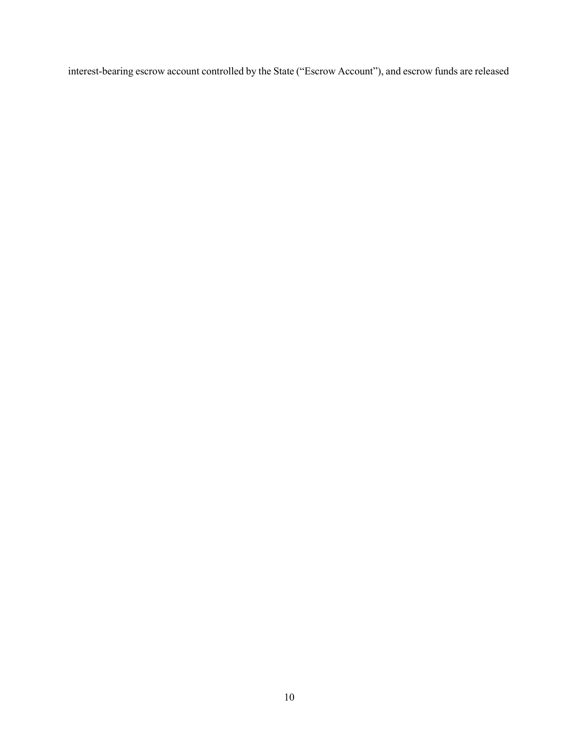interest-bearing escrow account controlled by the State ("Escrow Account"), and escrow funds are released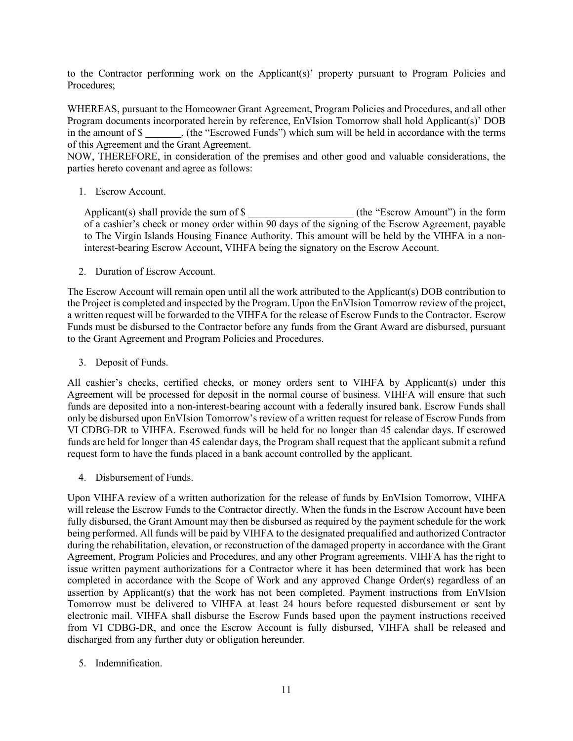to the Contractor performing work on the Applicant(s)' property pursuant to Program Policies and Procedures;

WHEREAS, pursuant to the Homeowner Grant Agreement, Program Policies and Procedures, and all other Program documents incorporated herein by reference, EnVIsion Tomorrow shall hold Applicant(s)' DOB in the amount of $ _______, (the "Escrowed Funds") which sum will be held in accordance with the terms of this Agreement and the Grant Agreement.

NOW, THEREFORE, in consideration of the premises and other good and valuable considerations, the parties hereto covenant and agree as follows:

1. Escrow Account.

   Applicant(s) shall provide the sum of $ ____________________ (the "Escrow Amount") in the form of a cashier's check or money order within 90 days of the signing of the Escrow Agreement, payable to The Virgin Islands Housing Finance Authority. This amount will be held by the VIHFA in a non-interest-bearing Escrow Account, VIHFA being the signatory on the Escrow Account.

2. Duration of Escrow Account.

The Escrow Account will remain open until all the work attributed to the Applicant(s) DOB contribution to the Project is completed and inspected by the Program. Upon the EnVIsion Tomorrow review of the project, a written request will be forwarded to the VIHFA for the release of Escrow Funds to the Contractor. Escrow Funds must be disbursed to the Contractor before any funds from the Grant Award are disbursed, pursuant to the Grant Agreement and Program Policies and Procedures.

3. Deposit of Funds.

All cashier's checks, certified checks, or money orders sent to VIHFA by Applicant(s) under this Agreement will be processed for deposit in the normal course of business. VIHFA will ensure that such funds are deposited into a non-interest-bearing account with a federally insured bank. Escrow Funds shall only be disbursed upon EnVIsion Tomorrow's review of a written request for release of Escrow Funds from VI CDBG-DR to VIHFA. Escrowed funds will be held for no longer than 45 calendar days. If escrowed funds are held for longer than 45 calendar days, the Program shall request that the applicant submit a refund request form to have the funds placed in a bank account controlled by the applicant.

4. Disbursement of Funds.

Upon VIHFA review of a written authorization for the release of funds by EnVIsion Tomorrow, VIHFA will release the Escrow Funds to the Contractor directly. When the funds in the Escrow Account have been fully disbursed, the Grant Amount may then be disbursed as required by the payment schedule for the work being performed. All funds will be paid by VIHFA to the designated prequalified and authorized Contractor during the rehabilitation, elevation, or reconstruction of the damaged property in accordance with the Grant Agreement, Program Policies and Procedures, and any other Program agreements. VIHFA has the right to issue written payment authorizations for a Contractor where it has been determined that work has been completed in accordance with the Scope of Work and any approved Change Order(s) regardless of an assertion by Applicant(s) that the work has not been completed. Payment instructions from EnVIsion Tomorrow must be delivered to VIHFA at least 24 hours before requested disbursement or sent by electronic mail. VIHFA shall disburse the Escrow Funds based upon the payment instructions received from VI CDBG-DR, and once the Escrow Account is fully disbursed, VIHFA shall be released and discharged from any further duty or obligation hereunder.

5. Indemnification.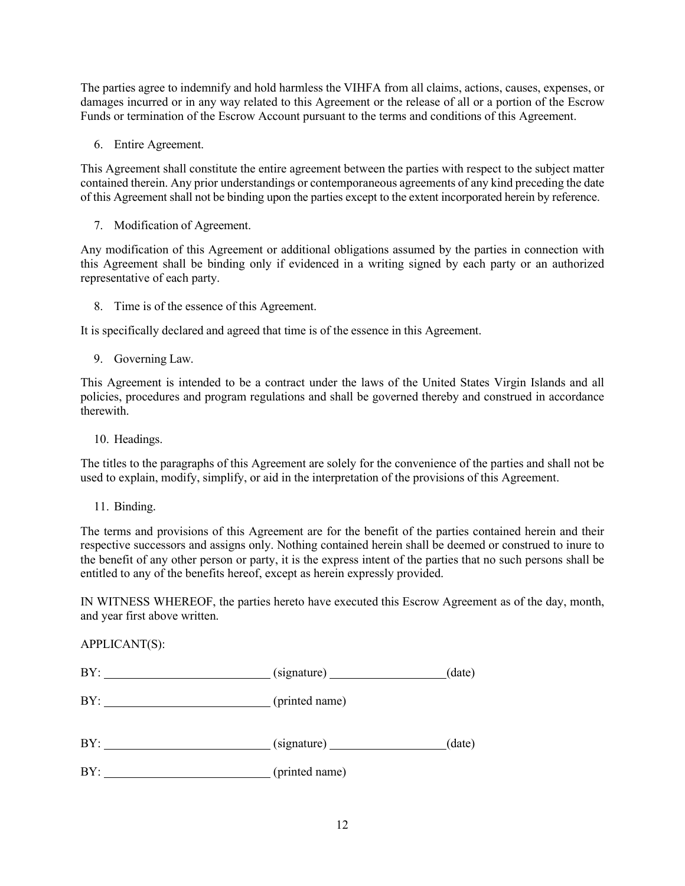The parties agree to indemnify and hold harmless the VIHFA from all claims, actions, causes, expenses, or damages incurred or in any way related to this Agreement or the release of all or a portion of the Escrow Funds or termination of the Escrow Account pursuant to the terms and conditions of this Agreement.

6. Entire Agreement.

This Agreement shall constitute the entire agreement between the parties with respect to the subject matter contained therein. Any prior understandings or contemporaneous agreements of any kind preceding the date of this Agreement shall not be binding upon the parties except to the extent incorporated herein by reference.

7. Modification of Agreement.

Any modification of this Agreement or additional obligations assumed by the parties in connection with this Agreement shall be binding only if evidenced in a writing signed by each party or an authorized representative of each party.

8. Time is of the essence of this Agreement.

It is specifically declared and agreed that time is of the essence in this Agreement.

9. Governing Law.

This Agreement is intended to be a contract under the laws of the United States Virgin Islands and all policies, procedures and program regulations and shall be governed thereby and construed in accordance therewith.

10. Headings.

The titles to the paragraphs of this Agreement are solely for the convenience of the parties and shall not be used to explain, modify, simplify, or aid in the interpretation of the provisions of this Agreement.

11. Binding.

The terms and provisions of this Agreement are for the benefit of the parties contained herein and their respective successors and assigns only. Nothing contained herein shall be deemed or construed to inure to the benefit of any other person or party, it is the express intent of the parties that no such persons shall be entitled to any of the benefits hereof, except as herein expressly provided.

IN WITNESS WHEREOF, the parties hereto have executed this Escrow Agreement as of the day, month, and year first above written.

APPLICANT(S):

BY: ____________________________ (signature) ____________________(date)

BY: ____________________________ (printed name)

BY: ____________________________ (signature) ____________________(date)

BY: ____________________________ (printed name)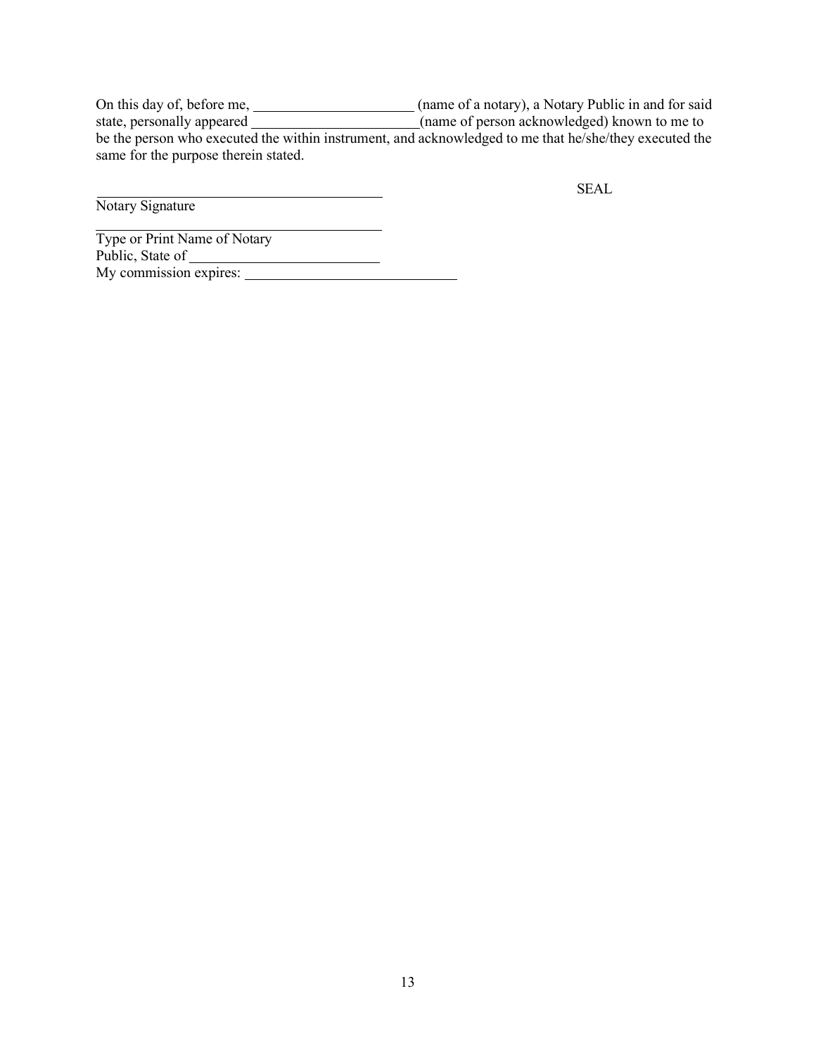On this day of, before me, ______________________ (name of a notary), a Notary Public in and for said state, personally appeared ______________________(name of person acknowledged) known to me to be the person who executed the within instrument, and acknowledged to me that he/she/they executed the same for the purpose therein stated.

SEAL

________________________________________
Notary Signature

________________________________________
Type or Print Name of Notary
Public, State of __________________________
My commission expires: _____________________________